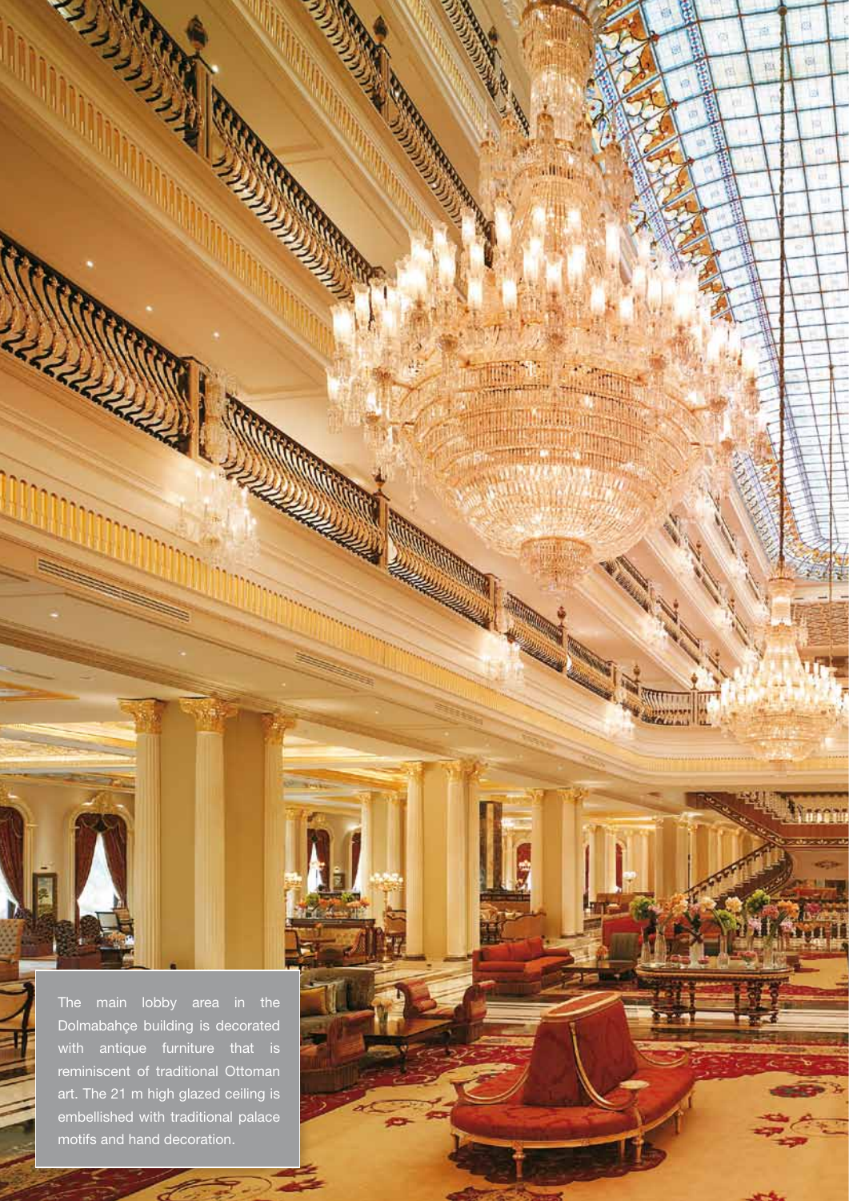The main lobby area in the Dolmabahçe building is decorated with antique furniture that is reminiscent of traditional Ottoman art. The 21 m high glazed ceiling is embellished with traditional palace motifs and hand decoration.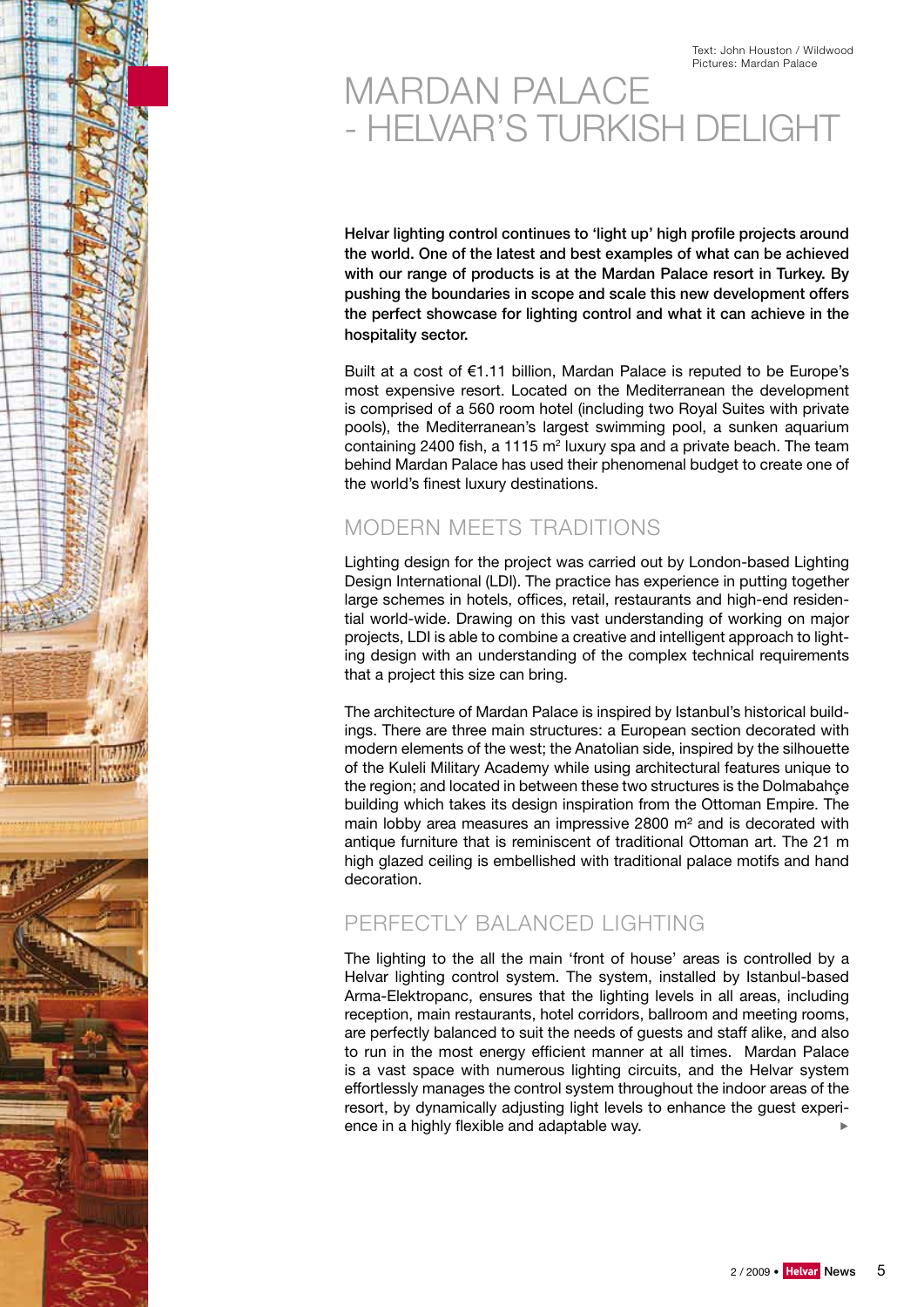Text: John Houston / Wildwood
Pictures: Mardan Palace

# MARDAN PALACE - HELVAR'S TURKISH DELIGHT

**Helvar lighting control continues to 'light up' high profile projects around the world. One of the latest and best examples of what can be achieved with our range of products is at the Mardan Palace resort in Turkey. By pushing the boundaries in scope and scale this new development offers the perfect showcase for lighting control and what it can achieve in the hospitality sector.**

Built at a cost of €1.11 billion, Mardan Palace is reputed to be Europe's most expensive resort. Located on the Mediterranean the development is comprised of a 560 room hotel (including two Royal Suites with private pools), the Mediterranean's largest swimming pool, a sunken aquarium containing 2400 fish, a 1115 m² luxury spa and a private beach. The team behind Mardan Palace has used their phenomenal budget to create one of the world's finest luxury destinations.

## MODERN MEETS TRADITIONS

Lighting design for the project was carried out by London-based Lighting Design International (LDI). The practice has experience in putting together large schemes in hotels, offices, retail, restaurants and high-end residential world-wide. Drawing on this vast understanding of working on major projects, LDI is able to combine a creative and intelligent approach to lighting design with an understanding of the complex technical requirements that a project this size can bring.

The architecture of Mardan Palace is inspired by Istanbul's historical buildings. There are three main structures: a European section decorated with modern elements of the west; the Anatolian side, inspired by the silhouette of the Kuleli Military Academy while using architectural features unique to the region; and located in between these two structures is the Dolmabahçe building which takes its design inspiration from the Ottoman Empire. The main lobby area measures an impressive 2800 m² and is decorated with antique furniture that is reminiscent of traditional Ottoman art. The 21 m high glazed ceiling is embellished with traditional palace motifs and hand decoration.

## PERFECTLY BALANCED LIGHTING

The lighting to the all the main 'front of house' areas is controlled by a Helvar lighting control system. The system, installed by Istanbul-based Arma-Elektropanc, ensures that the lighting levels in all areas, including reception, main restaurants, hotel corridors, ballroom and meeting rooms, are perfectly balanced to suit the needs of guests and staff alike, and also to run in the most energy efficient manner at all times. Mardan Palace is a vast space with numerous lighting circuits, and the Helvar system effortlessly manages the control system throughout the indoor areas of the resort, by dynamically adjusting light levels to enhance the guest experience in a highly flexible and adaptable way.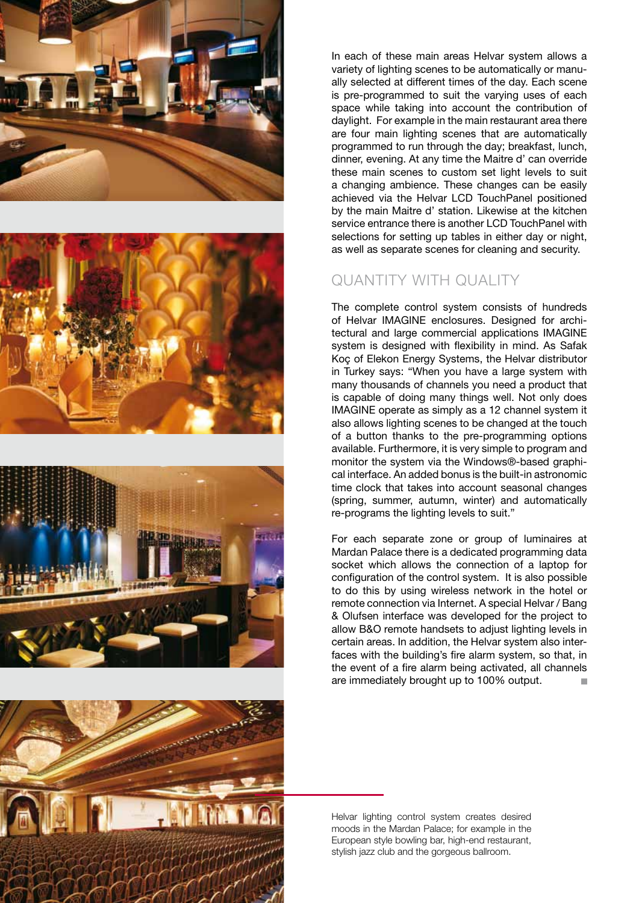In each of these main areas Helvar system allows a variety of lighting scenes to be automatically or manually selected at different times of the day. Each scene is pre-programmed to suit the varying uses of each space while taking into account the contribution of daylight. For example in the main restaurant area there are four main lighting scenes that are automatically programmed to run through the day; breakfast, lunch, dinner, evening. At any time the Maitre d' can override these main scenes to custom set light levels to suit a changing ambience. These changes can be easily achieved via the Helvar LCD TouchPanel positioned by the main Maitre d' station. Likewise at the kitchen service entrance there is another LCD TouchPanel with selections for setting up tables in either day or night, as well as separate scenes for cleaning and security.

## QUANTITY WITH QUALITY

The complete control system consists of hundreds of Helvar IMAGINE enclosures. Designed for architectural and large commercial applications IMAGINE system is designed with flexibility in mind. As Safak Koç of Elekon Energy Systems, the Helvar distributor in Turkey says: "When you have a large system with many thousands of channels you need a product that is capable of doing many things well. Not only does IMAGINE operate as simply as a 12 channel system it also allows lighting scenes to be changed at the touch of a button thanks to the pre-programming options available. Furthermore, it is very simple to program and monitor the system via the Windows®-based graphical interface. An added bonus is the built-in astronomic time clock that takes into account seasonal changes (spring, summer, autumn, winter) and automatically re-programs the lighting levels to suit."

For each separate zone or group of luminaires at Mardan Palace there is a dedicated programming data socket which allows the connection of a laptop for configuration of the control system. It is also possible to do this by using wireless network in the hotel or remote connection via Internet. A special Helvar / Bang & Olufsen interface was developed for the project to allow B&O remote handsets to adjust lighting levels in certain areas. In addition, the Helvar system also interfaces with the building's fire alarm system, so that, in the event of a fire alarm being activated, all channels are immediately brought up to 100% output.

Helvar lighting control system creates desired moods in the Mardan Palace; for example in the European style bowling bar, high-end restaurant, stylish jazz club and the gorgeous ballroom.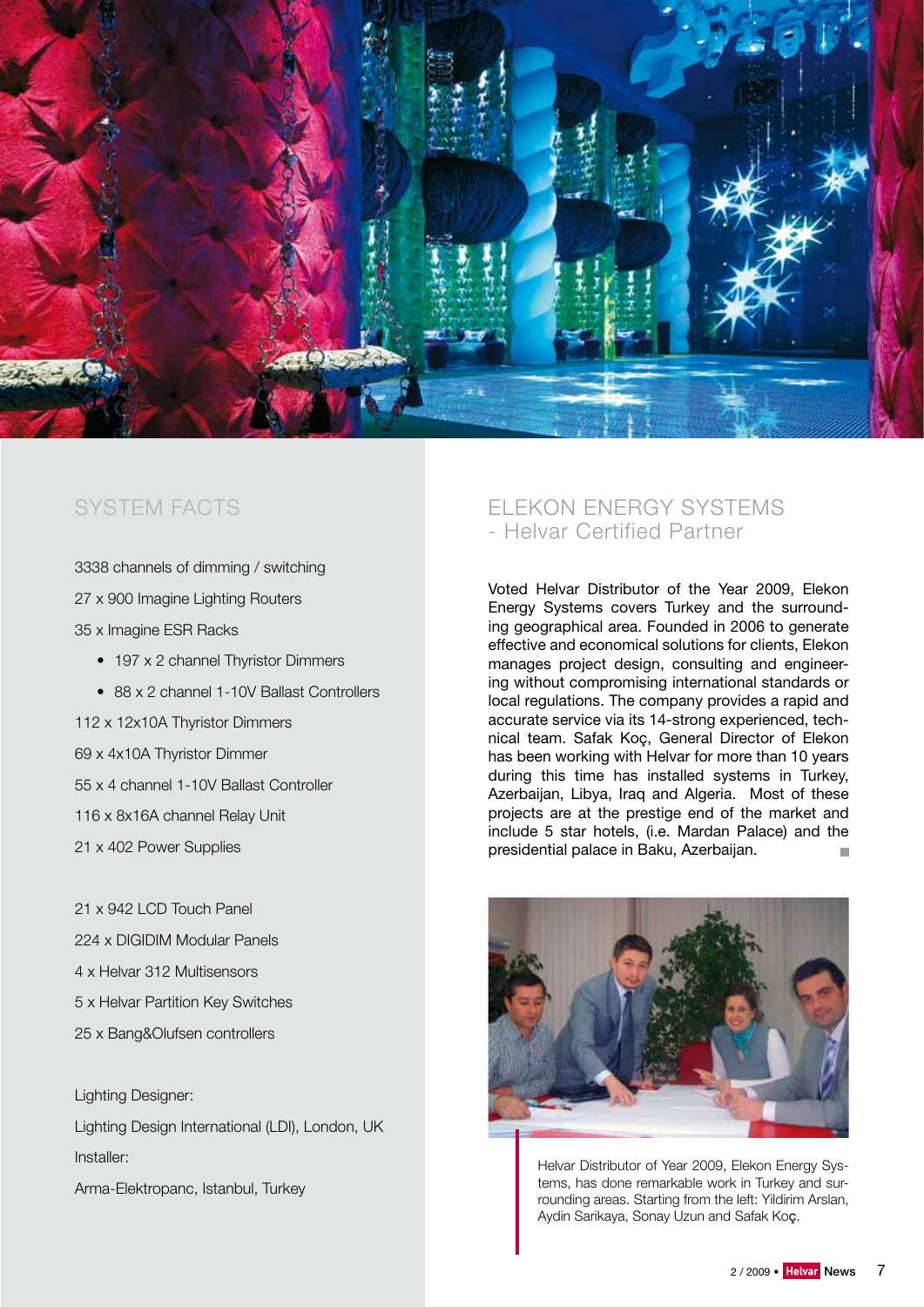## SYSTEM FACTS

3338 channels of dimming / switching

27 x 900 Imagine Lighting Routers

35 x Imagine ESR Racks

- 197 x 2 channel Thyristor Dimmers
- 88 x 2 channel 1-10V Ballast Controllers

112 x 12x10A Thyristor Dimmers

69 x 4x10A Thyristor Dimmer

55 x 4 channel 1-10V Ballast Controller

116 x 8x16A channel Relay Unit

21 x 402 Power Supplies

21 x 942 LCD Touch Panel

224 x DIGIDIM Modular Panels

4 x Helvar 312 Multisensors

5 x Helvar Partition Key Switches

25 x Bang&Olufsen controllers

Lighting Designer:

Lighting Design International (LDI), London, UK

Installer:

Arma-Elektropanc, Istanbul, Turkey

## ELEKON ENERGY SYSTEMS - Helvar Certified Partner

Voted Helvar Distributor of the Year 2009, Elekon Energy Systems covers Turkey and the surrounding geographical area. Founded in 2006 to generate effective and economical solutions for clients, Elekon manages project design, consulting and engineering without compromising international standards or local regulations. The company provides a rapid and accurate service via its 14-strong experienced, technical team. Safak Koç, General Director of Elekon has been working with Helvar for more than 10 years during this time has installed systems in Turkey, Azerbaijan, Libya, Iraq and Algeria. Most of these projects are at the prestige end of the market and include 5 star hotels, (i.e. Mardan Palace) and the presidential palace in Baku, Azerbaijan.

Helvar Distributor of Year 2009, Elekon Energy Systems, has done remarkable work in Turkey and surrounding areas. Starting from the left: Yildirim Arslan, Aydin Sarikaya, Sonay Uzun and Safak Koç.